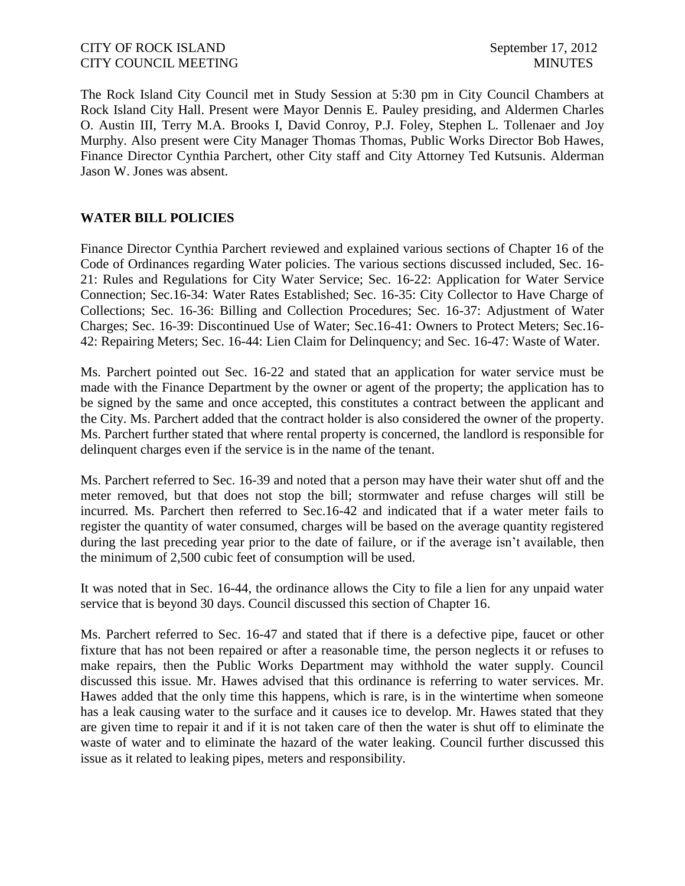CITY OF ROCK ISLAND September 17, 2012
CITY COUNCIL MEETING MINUTES

The Rock Island City Council met in Study Session at 5:30 pm in City Council Chambers at Rock Island City Hall. Present were Mayor Dennis E. Pauley presiding, and Aldermen Charles O. Austin III, Terry M.A. Brooks I, David Conroy, P.J. Foley, Stephen L. Tollenaer and Joy Murphy. Also present were City Manager Thomas Thomas, Public Works Director Bob Hawes, Finance Director Cynthia Parchert, other City staff and City Attorney Ted Kutsunis. Alderman Jason W. Jones was absent.

## WATER BILL POLICIES

Finance Director Cynthia Parchert reviewed and explained various sections of Chapter 16 of the Code of Ordinances regarding Water policies. The various sections discussed included, Sec. 16-21: Rules and Regulations for City Water Service; Sec. 16-22: Application for Water Service Connection; Sec.16-34: Water Rates Established; Sec. 16-35: City Collector to Have Charge of Collections; Sec. 16-36: Billing and Collection Procedures; Sec. 16-37: Adjustment of Water Charges; Sec. 16-39: Discontinued Use of Water; Sec.16-41: Owners to Protect Meters; Sec.16-42: Repairing Meters; Sec. 16-44: Lien Claim for Delinquency; and Sec. 16-47: Waste of Water.

Ms. Parchert pointed out Sec. 16-22 and stated that an application for water service must be made with the Finance Department by the owner or agent of the property; the application has to be signed by the same and once accepted, this constitutes a contract between the applicant and the City. Ms. Parchert added that the contract holder is also considered the owner of the property. Ms. Parchert further stated that where rental property is concerned, the landlord is responsible for delinquent charges even if the service is in the name of the tenant.

Ms. Parchert referred to Sec. 16-39 and noted that a person may have their water shut off and the meter removed, but that does not stop the bill; stormwater and refuse charges will still be incurred. Ms. Parchert then referred to Sec.16-42 and indicated that if a water meter fails to register the quantity of water consumed, charges will be based on the average quantity registered during the last preceding year prior to the date of failure, or if the average isn't available, then the minimum of 2,500 cubic feet of consumption will be used.

It was noted that in Sec. 16-44, the ordinance allows the City to file a lien for any unpaid water service that is beyond 30 days. Council discussed this section of Chapter 16.

Ms. Parchert referred to Sec. 16-47 and stated that if there is a defective pipe, faucet or other fixture that has not been repaired or after a reasonable time, the person neglects it or refuses to make repairs, then the Public Works Department may withhold the water supply. Council discussed this issue. Mr. Hawes advised that this ordinance is referring to water services. Mr. Hawes added that the only time this happens, which is rare, is in the wintertime when someone has a leak causing water to the surface and it causes ice to develop. Mr. Hawes stated that they are given time to repair it and if it is not taken care of then the water is shut off to eliminate the waste of water and to eliminate the hazard of the water leaking. Council further discussed this issue as it related to leaking pipes, meters and responsibility.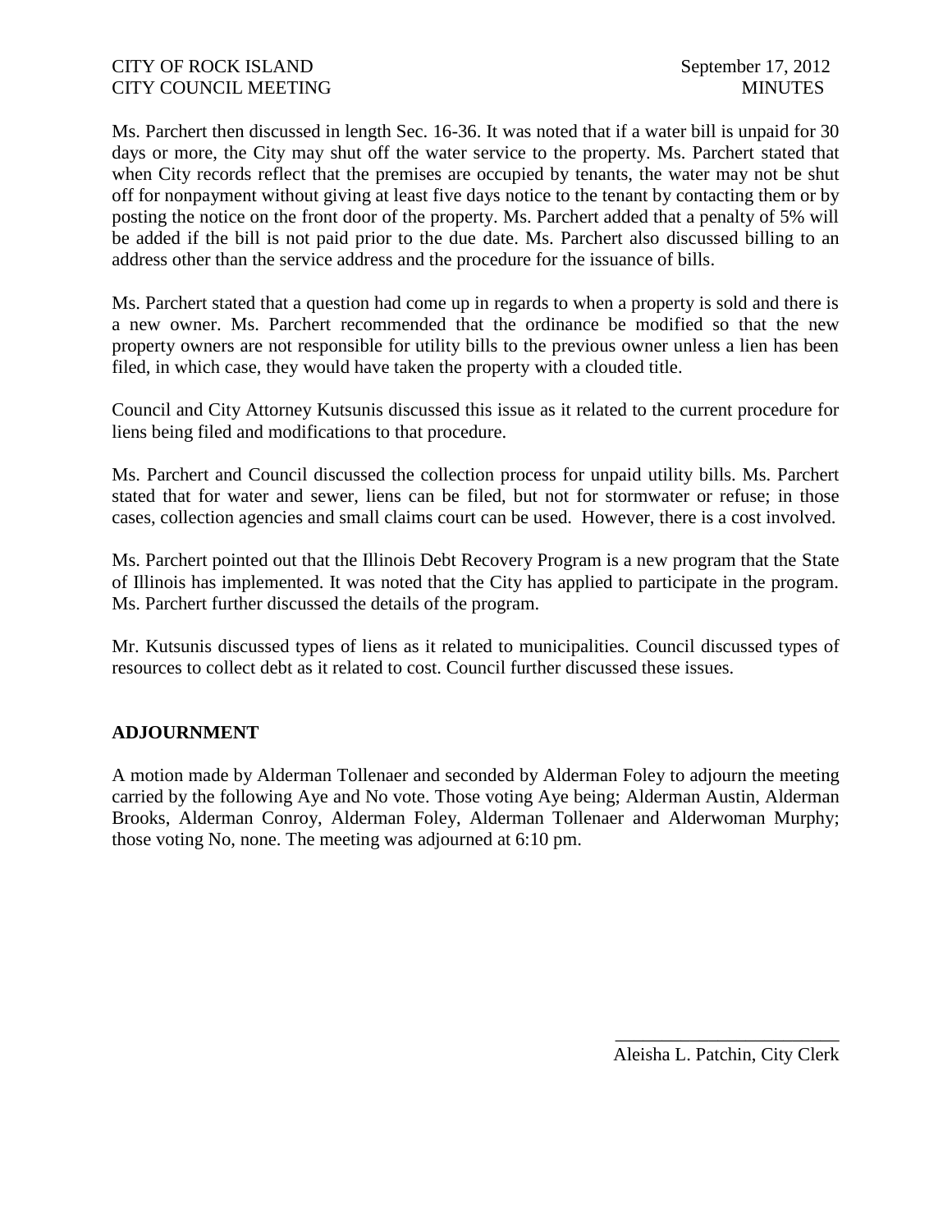Ms. Parchert then discussed in length Sec. 16-36. It was noted that if a water bill is unpaid for 30 days or more, the City may shut off the water service to the property. Ms. Parchert stated that when City records reflect that the premises are occupied by tenants, the water may not be shut off for nonpayment without giving at least five days notice to the tenant by contacting them or by posting the notice on the front door of the property. Ms. Parchert added that a penalty of 5% will be added if the bill is not paid prior to the due date. Ms. Parchert also discussed billing to an address other than the service address and the procedure for the issuance of bills.

Ms. Parchert stated that a question had come up in regards to when a property is sold and there is a new owner. Ms. Parchert recommended that the ordinance be modified so that the new property owners are not responsible for utility bills to the previous owner unless a lien has been filed, in which case, they would have taken the property with a clouded title.

Council and City Attorney Kutsunis discussed this issue as it related to the current procedure for liens being filed and modifications to that procedure.

Ms. Parchert and Council discussed the collection process for unpaid utility bills. Ms. Parchert stated that for water and sewer, liens can be filed, but not for stormwater or refuse; in those cases, collection agencies and small claims court can be used. However, there is a cost involved.

Ms. Parchert pointed out that the Illinois Debt Recovery Program is a new program that the State of Illinois has implemented. It was noted that the City has applied to participate in the program. Ms. Parchert further discussed the details of the program.

Mr. Kutsunis discussed types of liens as it related to municipalities. Council discussed types of resources to collect debt as it related to cost. Council further discussed these issues.

**ADJOURNMENT**

A motion made by Alderman Tollenaer and seconded by Alderman Foley to adjourn the meeting carried by the following Aye and No vote. Those voting Aye being; Alderman Austin, Alderman Brooks, Alderman Conroy, Alderman Foley, Alderman Tollenaer and Alderwoman Murphy; those voting No, none. The meeting was adjourned at 6:10 pm.

\_\_\_\_\_\_\_\_\_\_\_\_\_\_\_\_\_\_\_\_\_\_\_\_\_\_

Aleisha L. Patchin, City Clerk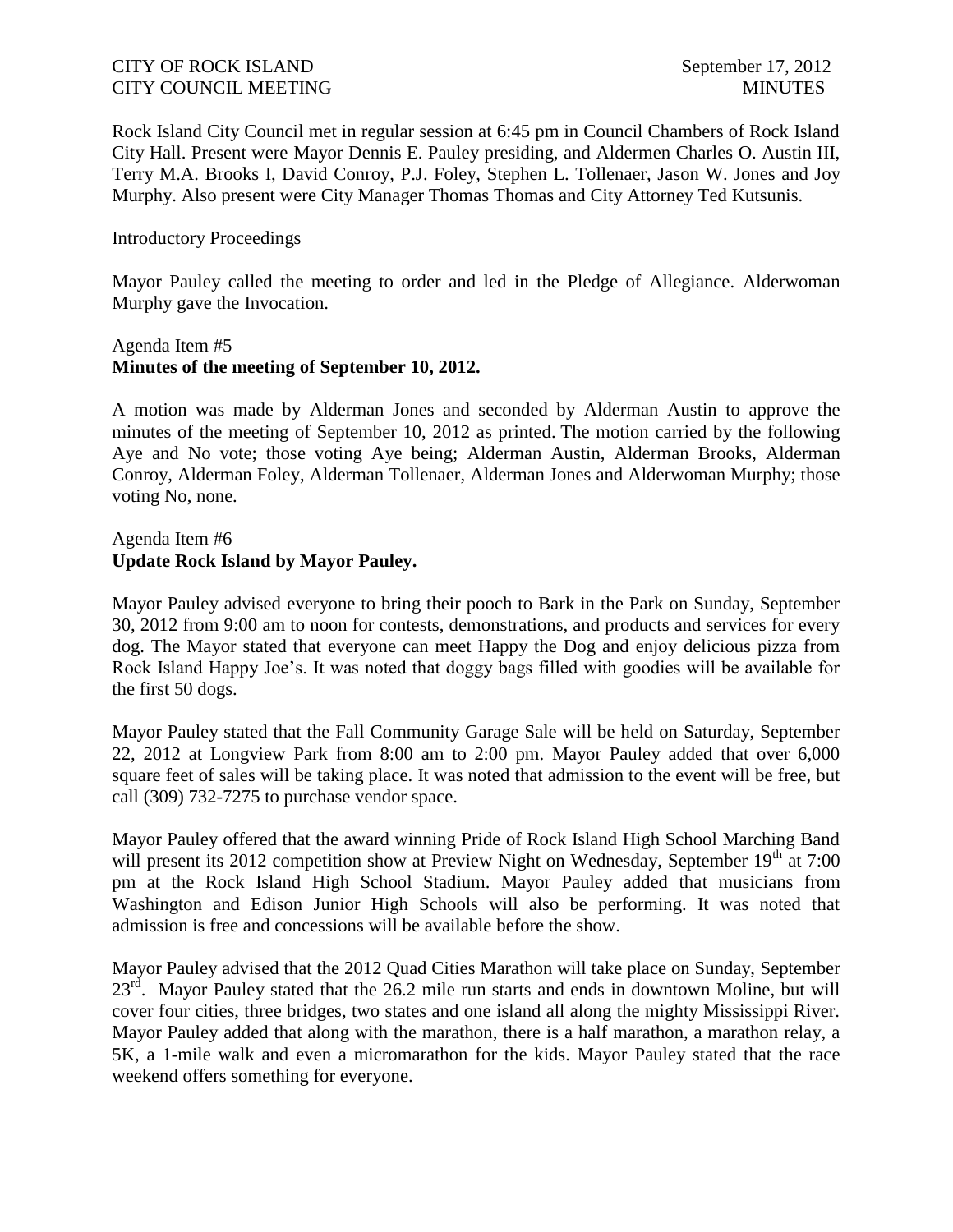Rock Island City Council met in regular session at 6:45 pm in Council Chambers of Rock Island City Hall. Present were Mayor Dennis E. Pauley presiding, and Aldermen Charles O. Austin III, Terry M.A. Brooks I, David Conroy, P.J. Foley, Stephen L. Tollenaer, Jason W. Jones and Joy Murphy. Also present were City Manager Thomas Thomas and City Attorney Ted Kutsunis.

Introductory Proceedings

Mayor Pauley called the meeting to order and led in the Pledge of Allegiance. Alderwoman Murphy gave the Invocation.

Agenda Item #5
**Minutes of the meeting of September 10, 2012.**

A motion was made by Alderman Jones and seconded by Alderman Austin to approve the minutes of the meeting of September 10, 2012 as printed. The motion carried by the following Aye and No vote; those voting Aye being; Alderman Austin, Alderman Brooks, Alderman Conroy, Alderman Foley, Alderman Tollenaer, Alderman Jones and Alderwoman Murphy; those voting No, none.

Agenda Item #6
**Update Rock Island by Mayor Pauley.**

Mayor Pauley advised everyone to bring their pooch to Bark in the Park on Sunday, September 30, 2012 from 9:00 am to noon for contests, demonstrations, and products and services for every dog. The Mayor stated that everyone can meet Happy the Dog and enjoy delicious pizza from Rock Island Happy Joe's. It was noted that doggy bags filled with goodies will be available for the first 50 dogs.

Mayor Pauley stated that the Fall Community Garage Sale will be held on Saturday, September 22, 2012 at Longview Park from 8:00 am to 2:00 pm. Mayor Pauley added that over 6,000 square feet of sales will be taking place. It was noted that admission to the event will be free, but call (309) 732-7275 to purchase vendor space.

Mayor Pauley offered that the award winning Pride of Rock Island High School Marching Band will present its 2012 competition show at Preview Night on Wednesday, September 19th at 7:00 pm at the Rock Island High School Stadium. Mayor Pauley added that musicians from Washington and Edison Junior High Schools will also be performing. It was noted that admission is free and concessions will be available before the show.

Mayor Pauley advised that the 2012 Quad Cities Marathon will take place on Sunday, September 23rd. Mayor Pauley stated that the 26.2 mile run starts and ends in downtown Moline, but will cover four cities, three bridges, two states and one island all along the mighty Mississippi River. Mayor Pauley added that along with the marathon, there is a half marathon, a marathon relay, a 5K, a 1-mile walk and even a micromarathon for the kids. Mayor Pauley stated that the race weekend offers something for everyone.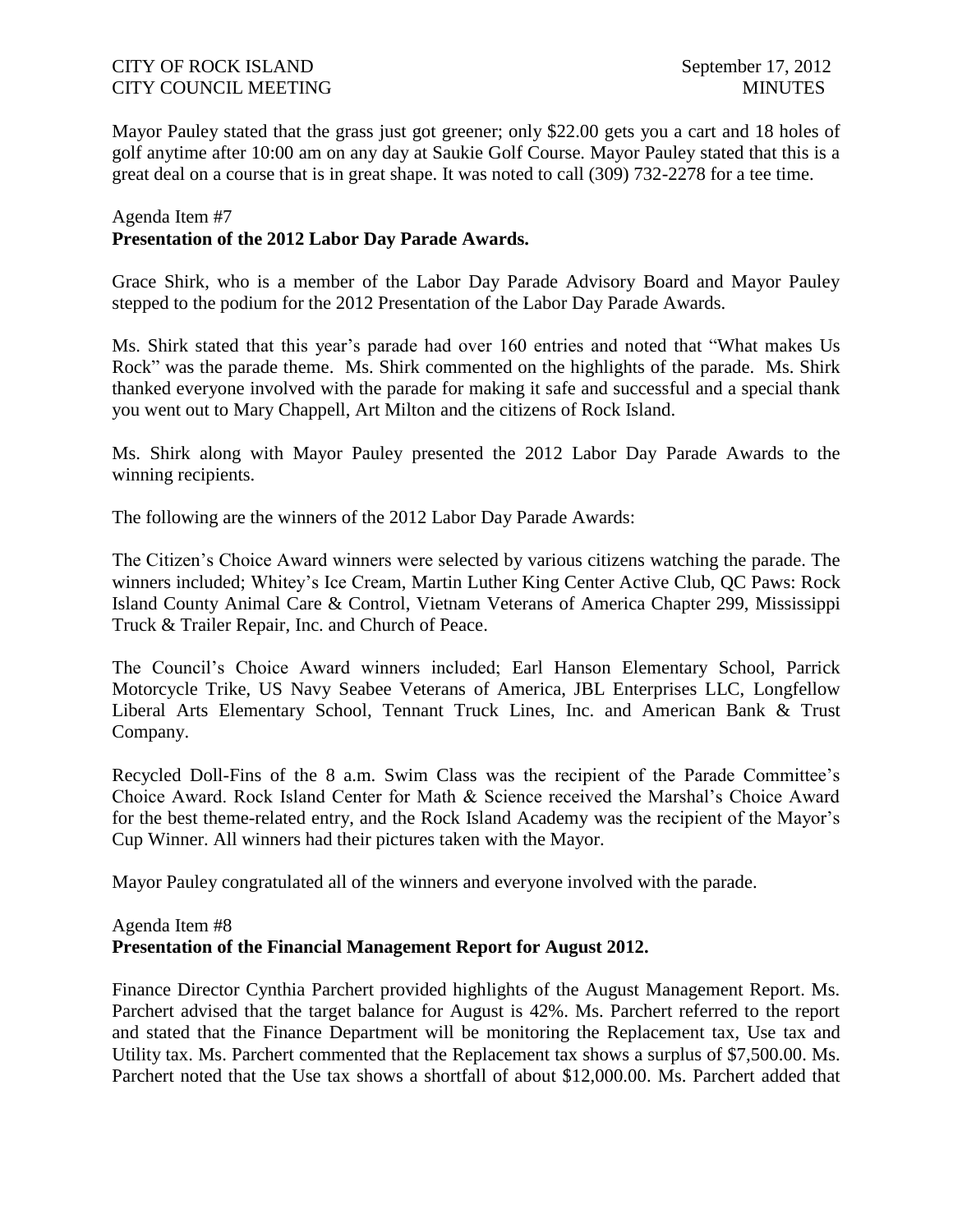Mayor Pauley stated that the grass just got greener; only $22.00 gets you a cart and 18 holes of golf anytime after 10:00 am on any day at Saukie Golf Course. Mayor Pauley stated that this is a great deal on a course that is in great shape. It was noted to call (309) 732-2278 for a tee time.

Agenda Item #7
**Presentation of the 2012 Labor Day Parade Awards.**

Grace Shirk, who is a member of the Labor Day Parade Advisory Board and Mayor Pauley stepped to the podium for the 2012 Presentation of the Labor Day Parade Awards.

Ms. Shirk stated that this year's parade had over 160 entries and noted that "What makes Us Rock" was the parade theme. Ms. Shirk commented on the highlights of the parade. Ms. Shirk thanked everyone involved with the parade for making it safe and successful and a special thank you went out to Mary Chappell, Art Milton and the citizens of Rock Island.

Ms. Shirk along with Mayor Pauley presented the 2012 Labor Day Parade Awards to the winning recipients.

The following are the winners of the 2012 Labor Day Parade Awards:

The Citizen's Choice Award winners were selected by various citizens watching the parade. The winners included; Whitey's Ice Cream, Martin Luther King Center Active Club, QC Paws: Rock Island County Animal Care & Control, Vietnam Veterans of America Chapter 299, Mississippi Truck & Trailer Repair, Inc. and Church of Peace.

The Council's Choice Award winners included; Earl Hanson Elementary School, Parrick Motorcycle Trike, US Navy Seabee Veterans of America, JBL Enterprises LLC, Longfellow Liberal Arts Elementary School, Tennant Truck Lines, Inc. and American Bank & Trust Company.

Recycled Doll-Fins of the 8 a.m. Swim Class was the recipient of the Parade Committee's Choice Award. Rock Island Center for Math & Science received the Marshal's Choice Award for the best theme-related entry, and the Rock Island Academy was the recipient of the Mayor's Cup Winner. All winners had their pictures taken with the Mayor.

Mayor Pauley congratulated all of the winners and everyone involved with the parade.

Agenda Item #8
**Presentation of the Financial Management Report for August 2012.**

Finance Director Cynthia Parchert provided highlights of the August Management Report. Ms. Parchert advised that the target balance for August is 42%. Ms. Parchert referred to the report and stated that the Finance Department will be monitoring the Replacement tax, Use tax and Utility tax. Ms. Parchert commented that the Replacement tax shows a surplus of $7,500.00. Ms. Parchert noted that the Use tax shows a shortfall of about $12,000.00. Ms. Parchert added that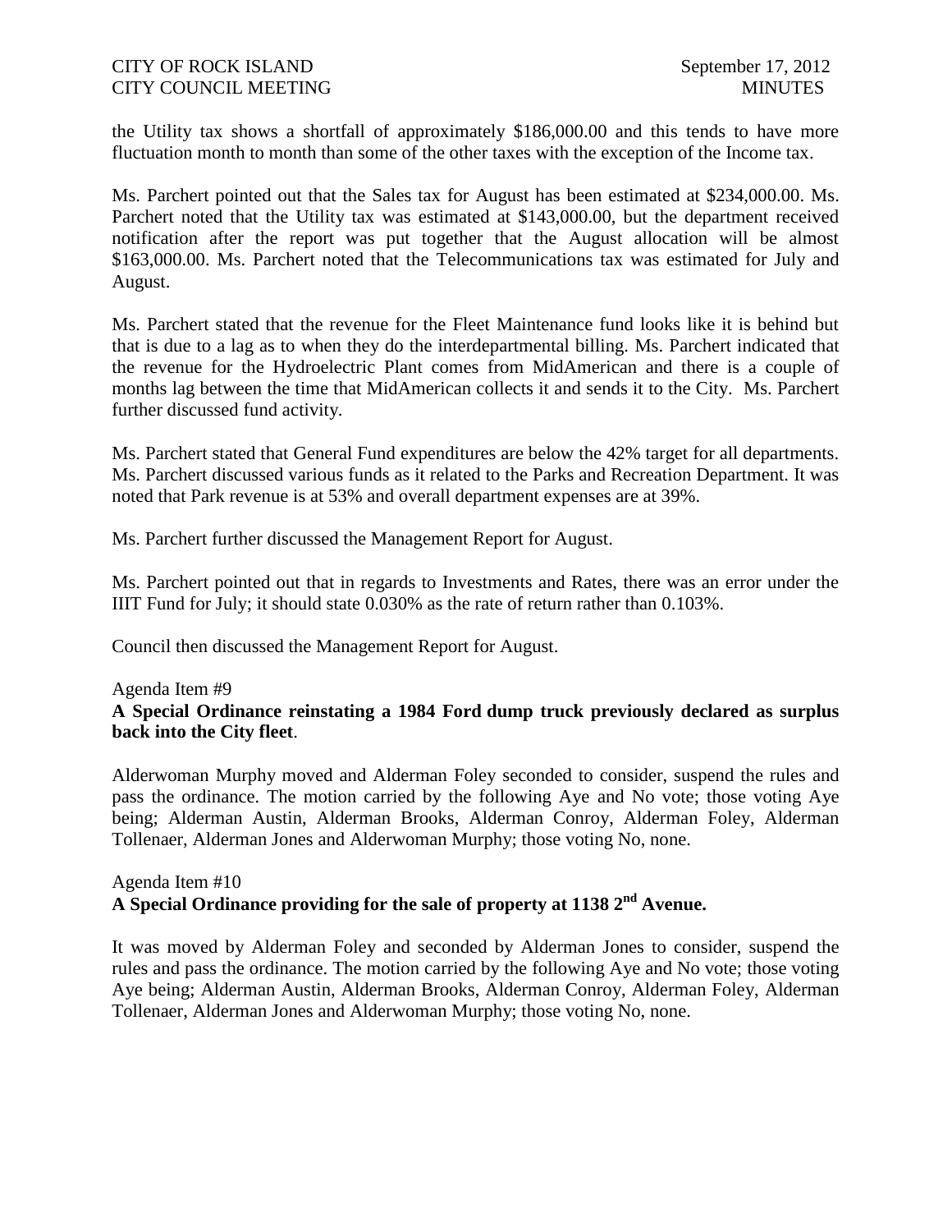the Utility tax shows a shortfall of approximately $186,000.00 and this tends to have more fluctuation month to month than some of the other taxes with the exception of the Income tax.

Ms. Parchert pointed out that the Sales tax for August has been estimated at $234,000.00. Ms. Parchert noted that the Utility tax was estimated at $143,000.00, but the department received notification after the report was put together that the August allocation will be almost $163,000.00. Ms. Parchert noted that the Telecommunications tax was estimated for July and August.

Ms. Parchert stated that the revenue for the Fleet Maintenance fund looks like it is behind but that is due to a lag as to when they do the interdepartmental billing. Ms. Parchert indicated that the revenue for the Hydroelectric Plant comes from MidAmerican and there is a couple of months lag between the time that MidAmerican collects it and sends it to the City. Ms. Parchert further discussed fund activity.

Ms. Parchert stated that General Fund expenditures are below the 42% target for all departments. Ms. Parchert discussed various funds as it related to the Parks and Recreation Department. It was noted that Park revenue is at 53% and overall department expenses are at 39%.

Ms. Parchert further discussed the Management Report for August.

Ms. Parchert pointed out that in regards to Investments and Rates, there was an error under the IIIT Fund for July; it should state 0.030% as the rate of return rather than 0.103%.

Council then discussed the Management Report for August.

Agenda Item #9
**A Special Ordinance reinstating a 1984 Ford dump truck previously declared as surplus back into the City fleet**.

Alderwoman Murphy moved and Alderman Foley seconded to consider, suspend the rules and pass the ordinance. The motion carried by the following Aye and No vote; those voting Aye being; Alderman Austin, Alderman Brooks, Alderman Conroy, Alderman Foley, Alderman Tollenaer, Alderman Jones and Alderwoman Murphy; those voting No, none.

Agenda Item #10
**A Special Ordinance providing for the sale of property at 1138 2nd Avenue.**

It was moved by Alderman Foley and seconded by Alderman Jones to consider, suspend the rules and pass the ordinance. The motion carried by the following Aye and No vote; those voting Aye being; Alderman Austin, Alderman Brooks, Alderman Conroy, Alderman Foley, Alderman Tollenaer, Alderman Jones and Alderwoman Murphy; those voting No, none.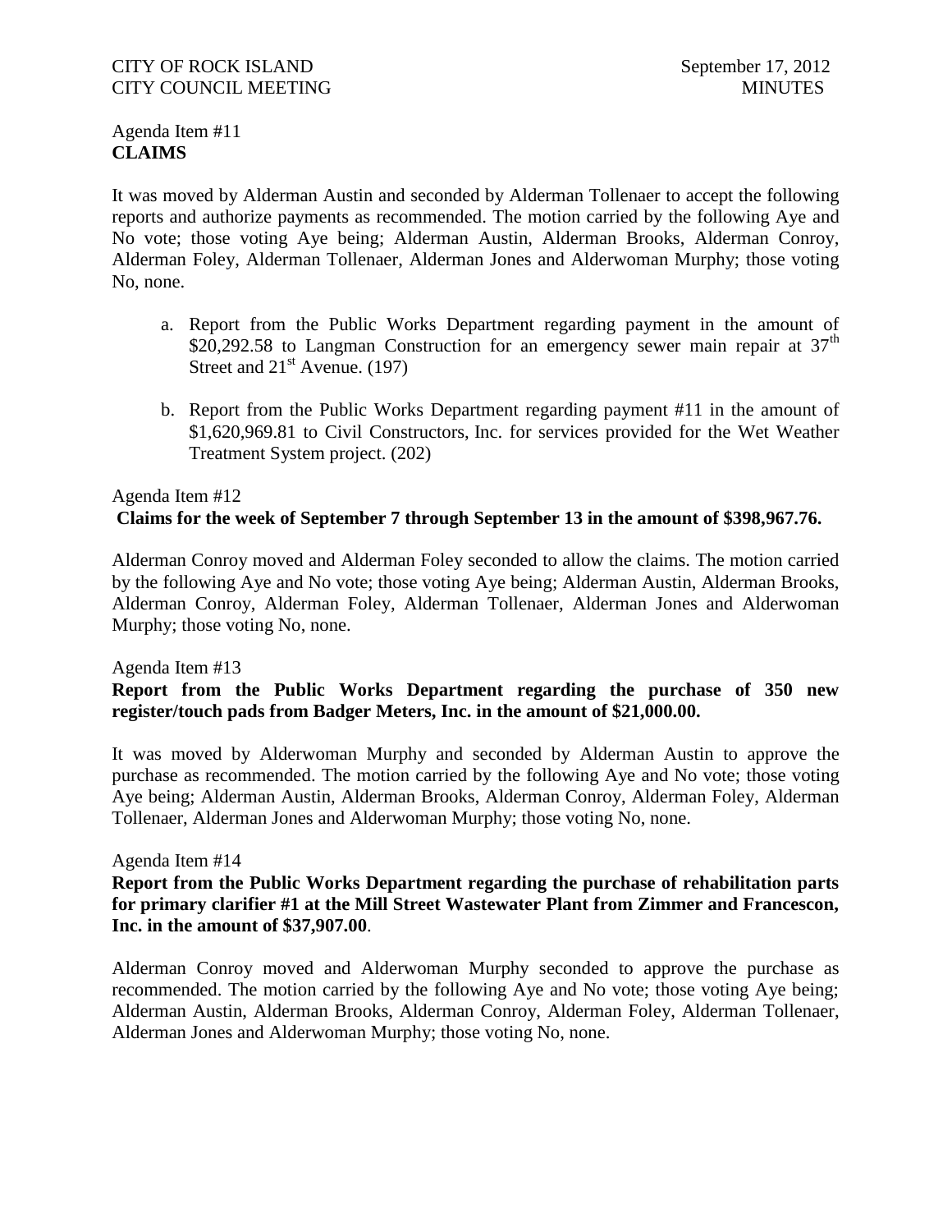Agenda Item #11
**CLAIMS**

It was moved by Alderman Austin and seconded by Alderman Tollenaer to accept the following reports and authorize payments as recommended. The motion carried by the following Aye and No vote; those voting Aye being; Alderman Austin, Alderman Brooks, Alderman Conroy, Alderman Foley, Alderman Tollenaer, Alderman Jones and Alderwoman Murphy; those voting No, none.

a. Report from the Public Works Department regarding payment in the amount of \$20,292.58 to Langman Construction for an emergency sewer main repair at 37th Street and 21st Avenue. (197)

b. Report from the Public Works Department regarding payment #11 in the amount of \$1,620,969.81 to Civil Constructors, Inc. for services provided for the Wet Weather Treatment System project. (202)

Agenda Item #12
**Claims for the week of September 7 through September 13 in the amount of \$398,967.76.**

Alderman Conroy moved and Alderman Foley seconded to allow the claims. The motion carried by the following Aye and No vote; those voting Aye being; Alderman Austin, Alderman Brooks, Alderman Conroy, Alderman Foley, Alderman Tollenaer, Alderman Jones and Alderwoman Murphy; those voting No, none.

Agenda Item #13
**Report from the Public Works Department regarding the purchase of 350 new register/touch pads from Badger Meters, Inc. in the amount of \$21,000.00.**

It was moved by Alderwoman Murphy and seconded by Alderman Austin to approve the purchase as recommended. The motion carried by the following Aye and No vote; those voting Aye being; Alderman Austin, Alderman Brooks, Alderman Conroy, Alderman Foley, Alderman Tollenaer, Alderman Jones and Alderwoman Murphy; those voting No, none.

Agenda Item #14
**Report from the Public Works Department regarding the purchase of rehabilitation parts for primary clarifier #1 at the Mill Street Wastewater Plant from Zimmer and Francescon, Inc. in the amount of \$37,907.00**.

Alderman Conroy moved and Alderwoman Murphy seconded to approve the purchase as recommended. The motion carried by the following Aye and No vote; those voting Aye being; Alderman Austin, Alderman Brooks, Alderman Conroy, Alderman Foley, Alderman Tollenaer, Alderman Jones and Alderwoman Murphy; those voting No, none.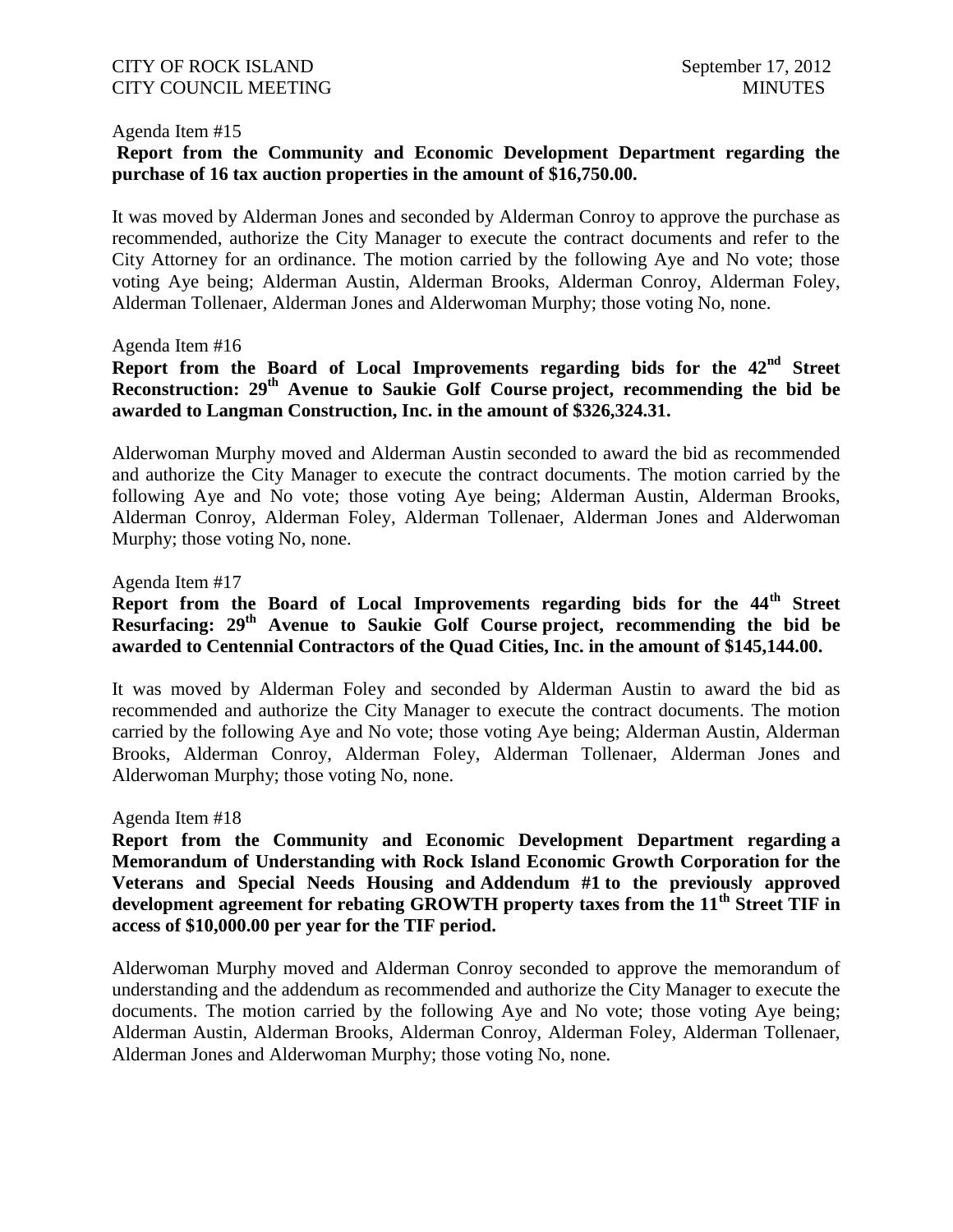Agenda Item #15

**Report from the Community and Economic Development Department regarding the purchase of 16 tax auction properties in the amount of $16,750.00.**

It was moved by Alderman Jones and seconded by Alderman Conroy to approve the purchase as recommended, authorize the City Manager to execute the contract documents and refer to the City Attorney for an ordinance. The motion carried by the following Aye and No vote; those voting Aye being; Alderman Austin, Alderman Brooks, Alderman Conroy, Alderman Foley, Alderman Tollenaer, Alderman Jones and Alderwoman Murphy; those voting No, none.

Agenda Item #16

**Report from the Board of Local Improvements regarding bids for the 42nd Street Reconstruction: 29th Avenue to Saukie Golf Course project, recommending the bid be awarded to Langman Construction, Inc. in the amount of $326,324.31.**

Alderwoman Murphy moved and Alderman Austin seconded to award the bid as recommended and authorize the City Manager to execute the contract documents. The motion carried by the following Aye and No vote; those voting Aye being; Alderman Austin, Alderman Brooks, Alderman Conroy, Alderman Foley, Alderman Tollenaer, Alderman Jones and Alderwoman Murphy; those voting No, none.

Agenda Item #17

**Report from the Board of Local Improvements regarding bids for the 44th Street Resurfacing: 29th Avenue to Saukie Golf Course project, recommending the bid be awarded to Centennial Contractors of the Quad Cities, Inc. in the amount of $145,144.00.**

It was moved by Alderman Foley and seconded by Alderman Austin to award the bid as recommended and authorize the City Manager to execute the contract documents. The motion carried by the following Aye and No vote; those voting Aye being; Alderman Austin, Alderman Brooks, Alderman Conroy, Alderman Foley, Alderman Tollenaer, Alderman Jones and Alderwoman Murphy; those voting No, none.

Agenda Item #18

**Report from the Community and Economic Development Department regarding a Memorandum of Understanding with Rock Island Economic Growth Corporation for the Veterans and Special Needs Housing and Addendum #1 to the previously approved development agreement for rebating GROWTH property taxes from the 11th Street TIF in access of $10,000.00 per year for the TIF period.**

Alderwoman Murphy moved and Alderman Conroy seconded to approve the memorandum of understanding and the addendum as recommended and authorize the City Manager to execute the documents. The motion carried by the following Aye and No vote; those voting Aye being; Alderman Austin, Alderman Brooks, Alderman Conroy, Alderman Foley, Alderman Tollenaer, Alderman Jones and Alderwoman Murphy; those voting No, none.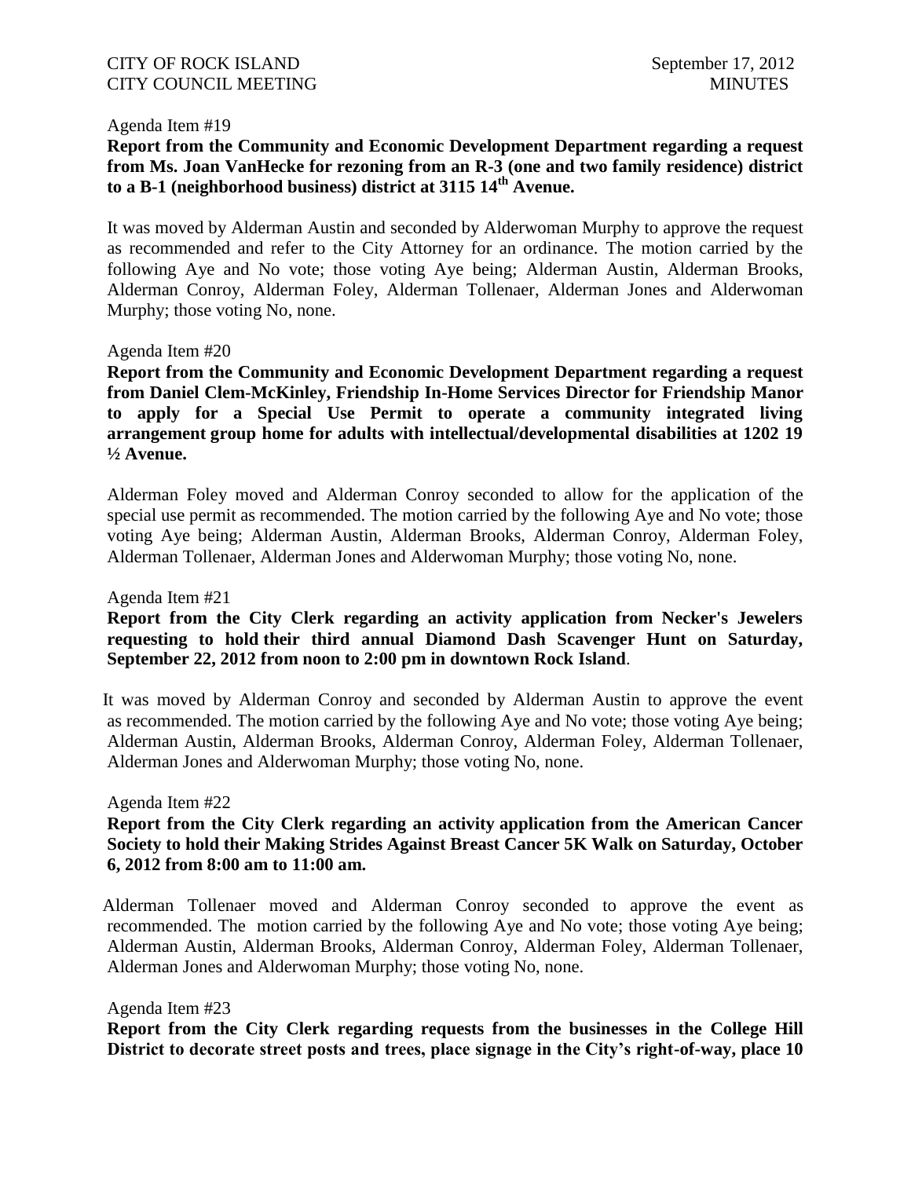Agenda Item #19

**Report from the Community and Economic Development Department regarding a request from Ms. Joan VanHecke for rezoning from an R-3 (one and two family residence) district to a B-1 (neighborhood business) district at 3115 14th Avenue.**

It was moved by Alderman Austin and seconded by Alderwoman Murphy to approve the request as recommended and refer to the City Attorney for an ordinance. The motion carried by the following Aye and No vote; those voting Aye being; Alderman Austin, Alderman Brooks, Alderman Conroy, Alderman Foley, Alderman Tollenaer, Alderman Jones and Alderwoman Murphy; those voting No, none.

Agenda Item #20

**Report from the Community and Economic Development Department regarding a request from Daniel Clem-McKinley, Friendship In-Home Services Director for Friendship Manor to apply for a Special Use Permit to operate a community integrated living arrangement group home for adults with intellectual/developmental disabilities at 1202 19 ½ Avenue.**

Alderman Foley moved and Alderman Conroy seconded to allow for the application of the special use permit as recommended. The motion carried by the following Aye and No vote; those voting Aye being; Alderman Austin, Alderman Brooks, Alderman Conroy, Alderman Foley, Alderman Tollenaer, Alderman Jones and Alderwoman Murphy; those voting No, none.

Agenda Item #21

**Report from the City Clerk regarding an activity application from Necker's Jewelers requesting to hold their third annual Diamond Dash Scavenger Hunt on Saturday, September 22, 2012 from noon to 2:00 pm in downtown Rock Island**.

It was moved by Alderman Conroy and seconded by Alderman Austin to approve the event as recommended. The motion carried by the following Aye and No vote; those voting Aye being; Alderman Austin, Alderman Brooks, Alderman Conroy, Alderman Foley, Alderman Tollenaer, Alderman Jones and Alderwoman Murphy; those voting No, none.

Agenda Item #22

**Report from the City Clerk regarding an activity application from the American Cancer Society to hold their Making Strides Against Breast Cancer 5K Walk on Saturday, October 6, 2012 from 8:00 am to 11:00 am.**

Alderman Tollenaer moved and Alderman Conroy seconded to approve the event as recommended. The motion carried by the following Aye and No vote; those voting Aye being; Alderman Austin, Alderman Brooks, Alderman Conroy, Alderman Foley, Alderman Tollenaer, Alderman Jones and Alderwoman Murphy; those voting No, none.

Agenda Item #23

**Report from the City Clerk regarding requests from the businesses in the College Hill District to decorate street posts and trees, place signage in the City's right-of-way, place 10**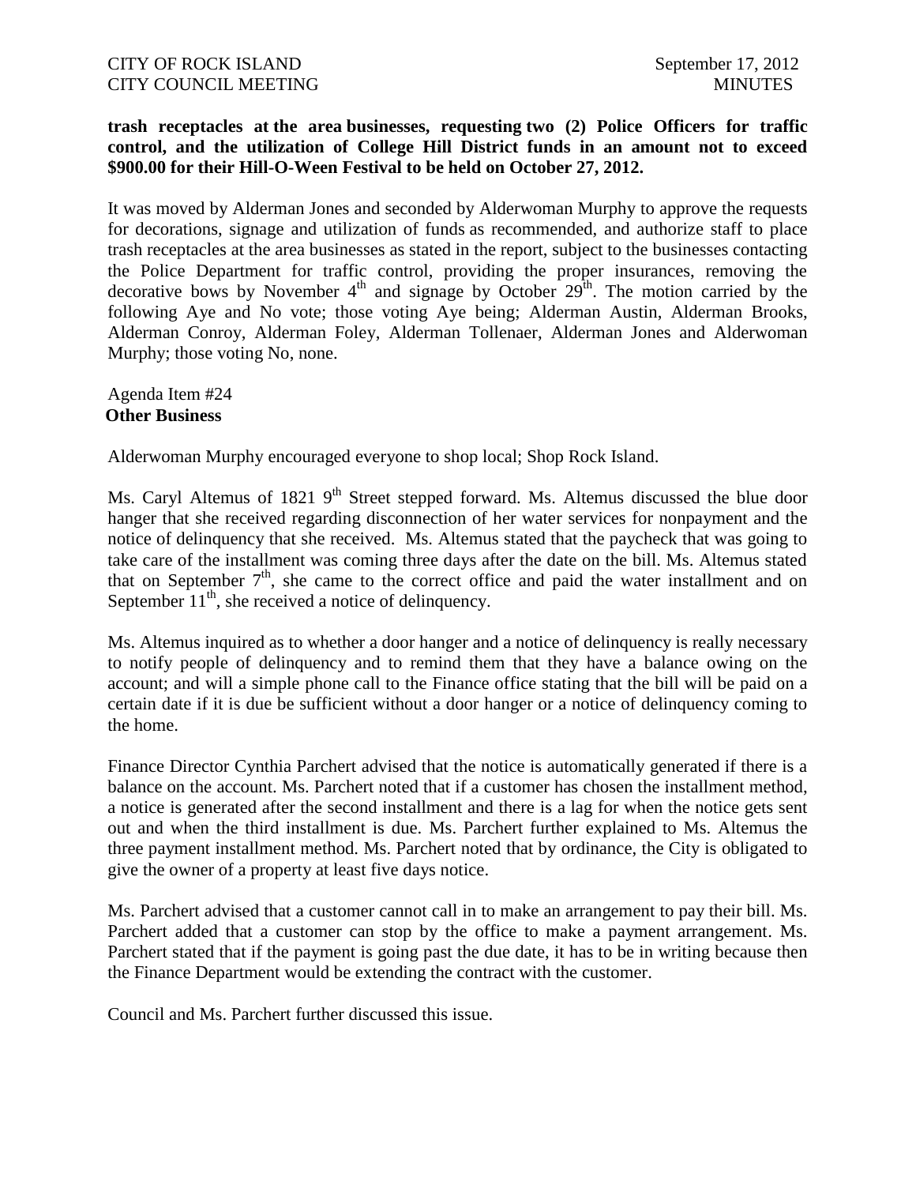**trash receptacles at the area businesses, requesting two (2) Police Officers for traffic control, and the utilization of College Hill District funds in an amount not to exceed $900.00 for their Hill-O-Ween Festival to be held on October 27, 2012.**

It was moved by Alderman Jones and seconded by Alderwoman Murphy to approve the requests for decorations, signage and utilization of funds as recommended, and authorize staff to place trash receptacles at the area businesses as stated in the report, subject to the businesses contacting the Police Department for traffic control, providing the proper insurances, removing the decorative bows by November 4th and signage by October 29th. The motion carried by the following Aye and No vote; those voting Aye being; Alderman Austin, Alderman Brooks, Alderman Conroy, Alderman Foley, Alderman Tollenaer, Alderman Jones and Alderwoman Murphy; those voting No, none.

Agenda Item #24
**Other Business**

Alderwoman Murphy encouraged everyone to shop local; Shop Rock Island.

Ms. Caryl Altemus of 1821 9th Street stepped forward. Ms. Altemus discussed the blue door hanger that she received regarding disconnection of her water services for nonpayment and the notice of delinquency that she received. Ms. Altemus stated that the paycheck that was going to take care of the installment was coming three days after the date on the bill. Ms. Altemus stated that on September 7th, she came to the correct office and paid the water installment and on September 11th, she received a notice of delinquency.

Ms. Altemus inquired as to whether a door hanger and a notice of delinquency is really necessary to notify people of delinquency and to remind them that they have a balance owing on the account; and will a simple phone call to the Finance office stating that the bill will be paid on a certain date if it is due be sufficient without a door hanger or a notice of delinquency coming to the home.

Finance Director Cynthia Parchert advised that the notice is automatically generated if there is a balance on the account. Ms. Parchert noted that if a customer has chosen the installment method, a notice is generated after the second installment and there is a lag for when the notice gets sent out and when the third installment is due. Ms. Parchert further explained to Ms. Altemus the three payment installment method. Ms. Parchert noted that by ordinance, the City is obligated to give the owner of a property at least five days notice.

Ms. Parchert advised that a customer cannot call in to make an arrangement to pay their bill. Ms. Parchert added that a customer can stop by the office to make a payment arrangement. Ms. Parchert stated that if the payment is going past the due date, it has to be in writing because then the Finance Department would be extending the contract with the customer.

Council and Ms. Parchert further discussed this issue.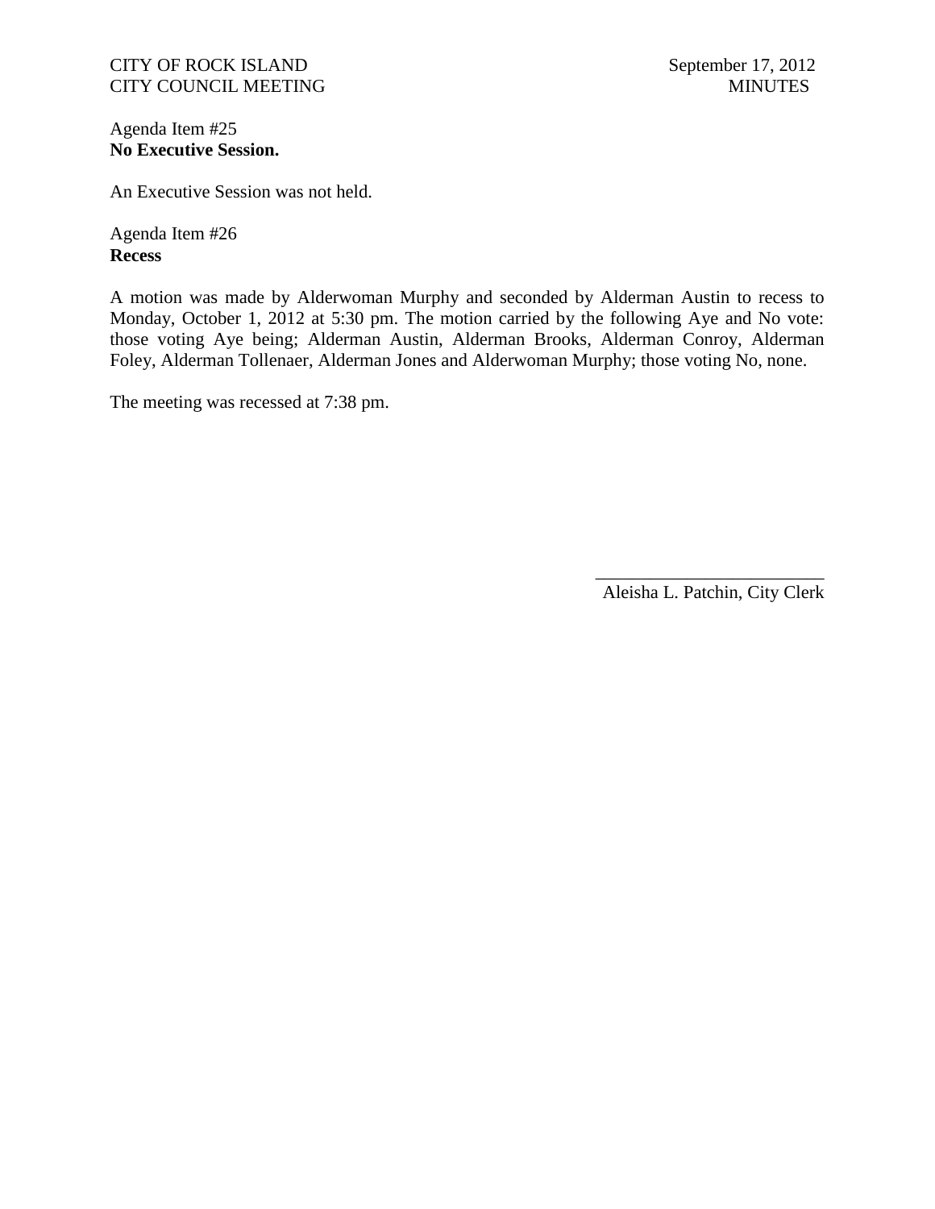Agenda Item #25
**No Executive Session.**

An Executive Session was not held.

Agenda Item #26
**Recess**

A motion was made by Alderwoman Murphy and seconded by Alderman Austin to recess to Monday, October 1, 2012 at 5:30 pm. The motion carried by the following Aye and No vote: those voting Aye being; Alderman Austin, Alderman Brooks, Alderman Conroy, Alderman Foley, Alderman Tollenaer, Alderman Jones and Alderwoman Murphy; those voting No, none.

The meeting was recessed at 7:38 pm.

\_\_\_\_\_\_\_\_\_\_\_\_\_\_\_\_\_\_\_\_\_\_\_\_\_\_
Aleisha L. Patchin, City Clerk